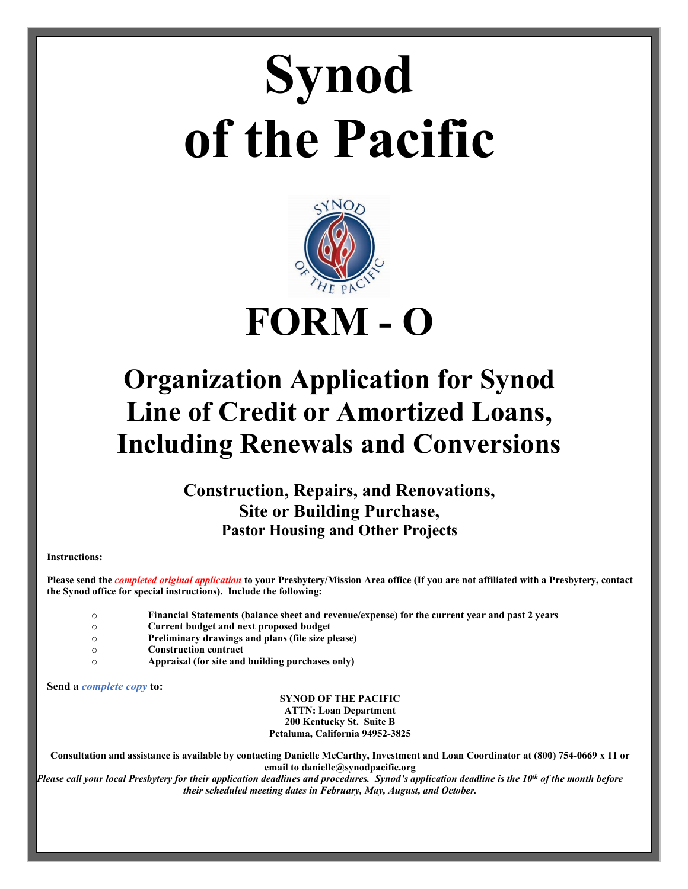# Synod of the Pacific

# FORM - O

## Organization Application for Synod Line of Credit or Amortized Loans, Including Renewals and Conversions

### Construction, Repairs, and Renovations, Site or Building Purchase, Pastor Housing and Other Projects

**Instructions:**

**Please send the *completed original application* to your Presbytery/Mission Area office (If you are not affiliated with a Presbytery, contact the Synod office for special instructions). Include the following:**

- **Financial Statements (balance sheet and revenue/expense) for the current year and past 2 years**
- **Current budget and next proposed budget**
- **Preliminary drawings and plans (file size please)**
- **Construction contract**
- **Appraisal (for site and building purchases only)**

**Send a *complete copy* to:**

**SYNOD OF THE PACIFIC**
**ATTN: Loan Department**
**200 Kentucky St. Suite B**
**Petaluma, California 94952-3825**

**Consultation and assistance is available by contacting Danielle McCarthy, Investment and Loan Coordinator at (800) 754-0669 x 11 or email to danielle@synodpacific.org**

***Please call your local Presbytery for their application deadlines and procedures. Synod's application deadline is the 10th of the month before their scheduled meeting dates in February, May, August, and October.***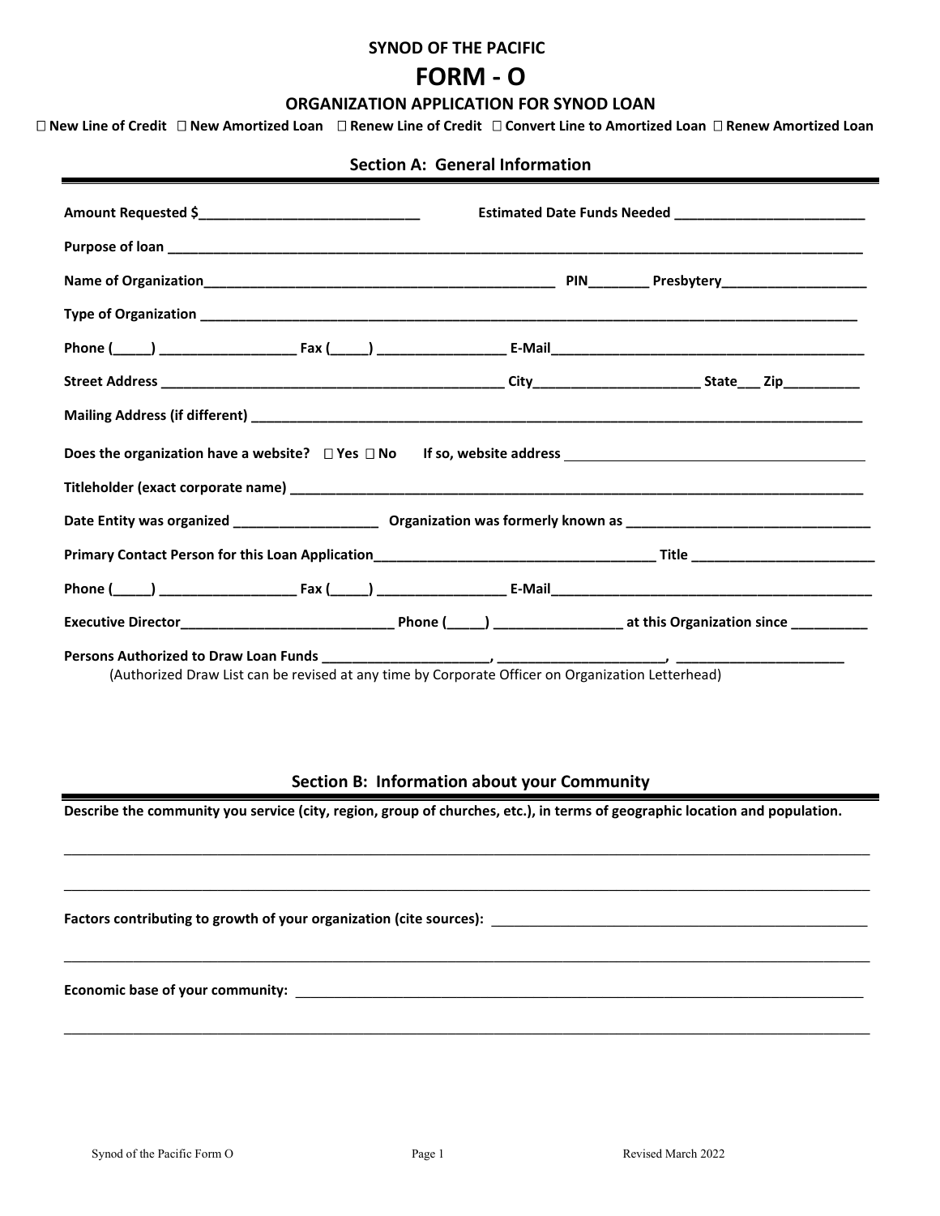# SYNOD OF THE PACIFIC

# FORM - O

## ORGANIZATION APPLICATION FOR SYNOD LOAN

☐ New Line of Credit ☐ New Amortized Loan ☐ Renew Line of Credit ☐ Convert Line to Amortized Loan ☐ Renew Amortized Loan

## Section A: General Information

**Amount Requested $**\_\_\_\_\_\_\_\_\_\_\_\_\_\_\_\_\_\_\_\_\_\_\_\_\_\_\_\_ **Estimated Date Funds Needed** \_\_\_\_\_\_\_\_\_\_\_\_\_\_\_\_\_\_\_\_\_\_\_\_\_

**Purpose of loan** \_\_\_\_\_\_\_\_\_\_\_\_\_\_\_\_\_\_\_\_\_\_\_\_\_\_\_\_\_\_\_\_\_\_\_\_\_\_\_\_\_\_\_\_\_\_\_\_\_\_\_\_\_\_\_\_\_\_\_\_\_\_\_\_\_\_\_\_\_\_\_\_\_\_\_\_\_\_\_\_\_\_\_\_\_\_\_

**Name of Organization**\_\_\_\_\_\_\_\_\_\_\_\_\_\_\_\_\_\_\_\_\_\_\_\_\_\_\_\_\_\_\_\_\_\_\_\_\_\_\_\_\_\_\_\_\_\_ **PIN**\_\_\_\_\_\_\_\_ **Presbytery**\_\_\_\_\_\_\_\_\_\_\_\_\_\_\_\_\_\_\_

**Type of Organization** \_\_\_\_\_\_\_\_\_\_\_\_\_\_\_\_\_\_\_\_\_\_\_\_\_\_\_\_\_\_\_\_\_\_\_\_\_\_\_\_\_\_\_\_\_\_\_\_\_\_\_\_\_\_\_\_\_\_\_\_\_\_\_\_\_\_\_\_\_\_\_\_\_\_\_\_\_\_\_\_\_\_\_\_\_

**Phone (**\_\_\_\_\_**)** \_\_\_\_\_\_\_\_\_\_\_\_\_\_\_\_\_\_ **Fax (**\_\_\_\_\_**)** \_\_\_\_\_\_\_\_\_\_\_\_\_\_\_\_\_ **E-Mail**\_\_\_\_\_\_\_\_\_\_\_\_\_\_\_\_\_\_\_\_\_\_\_\_\_\_\_\_\_\_\_\_\_\_\_\_\_\_\_\_\_\_

**Street Address** \_\_\_\_\_\_\_\_\_\_\_\_\_\_\_\_\_\_\_\_\_\_\_\_\_\_\_\_\_\_\_\_\_\_\_\_\_\_\_\_\_\_\_\_\_ **City**\_\_\_\_\_\_\_\_\_\_\_\_\_\_\_\_\_\_\_\_\_\_ **State**\_\_\_ **Zip**\_\_\_\_\_\_\_\_\_\_

**Mailing Address (if different)** \_\_\_\_\_\_\_\_\_\_\_\_\_\_\_\_\_\_\_\_\_\_\_\_\_\_\_\_\_\_\_\_\_\_\_\_\_\_\_\_\_\_\_\_\_\_\_\_\_\_\_\_\_\_\_\_\_\_\_\_\_\_\_\_\_\_\_\_\_\_\_\_\_\_\_\_\_\_\_\_

**Does the organization have a website?** ☐ **Yes** ☐ **No** **If so, website address** \_\_\_\_\_\_\_\_\_\_\_\_\_\_\_\_\_\_\_\_\_\_\_\_\_\_\_\_\_\_\_\_\_\_\_\_\_\_\_\_

**Titleholder (exact corporate name)** \_\_\_\_\_\_\_\_\_\_\_\_\_\_\_\_\_\_\_\_\_\_\_\_\_\_\_\_\_\_\_\_\_\_\_\_\_\_\_\_\_\_\_\_\_\_\_\_\_\_\_\_\_\_\_\_\_\_\_\_\_\_\_\_\_\_\_\_\_\_\_\_\_\_\_\_\_

**Date Entity was organized** \_\_\_\_\_\_\_\_\_\_\_\_\_\_\_\_\_\_\_ **Organization was formerly known as** \_\_\_\_\_\_\_\_\_\_\_\_\_\_\_\_\_\_\_\_\_\_\_\_\_\_\_\_\_\_\_\_\_

**Primary Contact Person for this Loan Application**\_\_\_\_\_\_\_\_\_\_\_\_\_\_\_\_\_\_\_\_\_\_\_\_\_\_\_\_\_\_\_\_\_\_\_\_\_ **Title** \_\_\_\_\_\_\_\_\_\_\_\_\_\_\_\_\_\_\_\_\_\_\_\_

**Phone (**\_\_\_\_\_**)** \_\_\_\_\_\_\_\_\_\_\_\_\_\_\_\_\_\_ **Fax (**\_\_\_\_\_**)** \_\_\_\_\_\_\_\_\_\_\_\_\_\_\_\_\_ **E-Mail**\_\_\_\_\_\_\_\_\_\_\_\_\_\_\_\_\_\_\_\_\_\_\_\_\_\_\_\_\_\_\_\_\_\_\_\_\_\_\_\_\_\_

**Executive Director**\_\_\_\_\_\_\_\_\_\_\_\_\_\_\_\_\_\_\_\_\_\_\_\_\_\_\_\_ **Phone (**\_\_\_\_\_**)** \_\_\_\_\_\_\_\_\_\_\_\_\_\_\_\_\_ **at this Organization since** \_\_\_\_\_\_\_\_\_\_

**Persons Authorized to Draw Loan Funds** \_\_\_\_\_\_\_\_\_\_\_\_\_\_\_\_\_\_\_\_\_\_, \_\_\_\_\_\_\_\_\_\_\_\_\_\_\_\_\_\_\_\_\_\_, \_\_\_\_\_\_\_\_\_\_\_\_\_\_\_\_\_\_\_\_\_\_

(Authorized Draw List can be revised at any time by Corporate Officer on Organization Letterhead)

## Section B: Information about your Community

**Describe the community you service (city, region, group of churches, etc.), in terms of geographic location and population.**

\_\_\_\_\_\_\_\_\_\_\_\_\_\_\_\_\_\_\_\_\_\_\_\_\_\_\_\_\_\_\_\_\_\_\_\_\_\_\_\_\_\_\_\_\_\_\_\_\_\_\_\_\_\_\_\_\_\_\_\_\_\_\_\_\_\_\_\_\_\_\_\_\_\_\_\_\_\_\_\_\_\_\_\_\_\_\_\_\_\_\_\_\_\_\_\_\_\_\_\_\_\_\_\_

\_\_\_\_\_\_\_\_\_\_\_\_\_\_\_\_\_\_\_\_\_\_\_\_\_\_\_\_\_\_\_\_\_\_\_\_\_\_\_\_\_\_\_\_\_\_\_\_\_\_\_\_\_\_\_\_\_\_\_\_\_\_\_\_\_\_\_\_\_\_\_\_\_\_\_\_\_\_\_\_\_\_\_\_\_\_\_\_\_\_\_\_\_\_\_\_\_\_\_\_\_\_\_\_

**Factors contributing to growth of your organization (cite sources):** \_\_\_\_\_\_\_\_\_\_\_\_\_\_\_\_\_\_\_\_\_\_\_\_\_\_\_\_\_\_\_\_\_\_\_\_\_\_\_\_\_\_\_\_\_\_\_\_\_\_\_

\_\_\_\_\_\_\_\_\_\_\_\_\_\_\_\_\_\_\_\_\_\_\_\_\_\_\_\_\_\_\_\_\_\_\_\_\_\_\_\_\_\_\_\_\_\_\_\_\_\_\_\_\_\_\_\_\_\_\_\_\_\_\_\_\_\_\_\_\_\_\_\_\_\_\_\_\_\_\_\_\_\_\_\_\_\_\_\_\_\_\_\_\_\_\_\_\_\_\_\_\_\_\_\_

**Economic base of your community:** \_\_\_\_\_\_\_\_\_\_\_\_\_\_\_\_\_\_\_\_\_\_\_\_\_\_\_\_\_\_\_\_\_\_\_\_\_\_\_\_\_\_\_\_\_\_\_\_\_\_\_\_\_\_\_\_\_\_\_\_\_\_\_\_\_\_\_\_\_\_\_\_\_\_\_\_

\_\_\_\_\_\_\_\_\_\_\_\_\_\_\_\_\_\_\_\_\_\_\_\_\_\_\_\_\_\_\_\_\_\_\_\_\_\_\_\_\_\_\_\_\_\_\_\_\_\_\_\_\_\_\_\_\_\_\_\_\_\_\_\_\_\_\_\_\_\_\_\_\_\_\_\_\_\_\_\_\_\_\_\_\_\_\_\_\_\_\_\_\_\_\_\_\_\_\_\_\_\_\_\_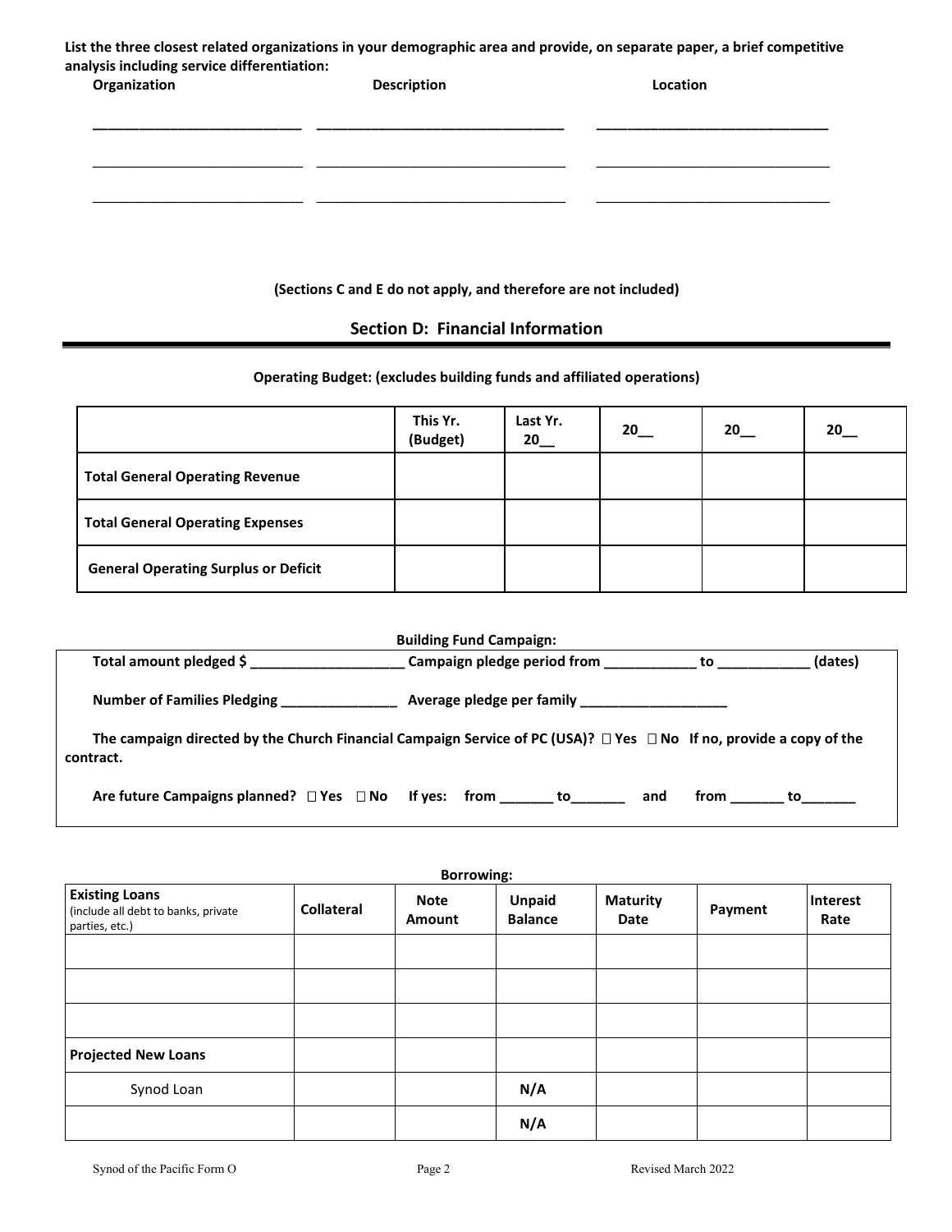**List the three closest related organizations in your demographic area and provide, on separate paper, a brief competitive analysis including service differentiation:**

| Organization | Description | Location |
| --- | --- | --- |
| ___________________________ | _________________________________ | _______________________________ |
| ___________________________ | _________________________________ | _______________________________ |
| ___________________________ | _________________________________ | _______________________________ |

**(Sections C and E do not apply, and therefore are not included)**

## Section D: Financial Information

**Operating Budget: (excludes building funds and affiliated operations)**

| | This Yr. (Budget) | Last Yr. 20__ | 20__ | 20__ | 20__ |
| --- | --- | --- | --- | --- | --- |
| **Total General Operating Revenue** | | | | | |
| **Total General Operating Expenses** | | | | | |
| **General Operating Surplus or Deficit** | | | | | |

**Building Fund Campaign:**

**Total amount pledged $ ____________________ Campaign pledge period from ____________ to ____________ (dates)**

**Number of Families Pledging _______________ Average pledge per family ___________________**

**The campaign directed by the Church Financial Campaign Service of PC (USA)? ☐ Yes ☐ No If no, provide a copy of the contract.**

**Are future Campaigns planned? ☐ Yes ☐ No If yes: from _______ to_______ and from _______ to_______**

**Borrowing:**

| **Existing Loans** (include all debt to banks, private parties, etc.) | **Collateral** | **Note Amount** | **Unpaid Balance** | **Maturity Date** | **Payment** | **Interest Rate** |
| --- | --- | --- | --- | --- | --- | --- |
| | | | | | | |
| | | | | | | |
| | | | | | | |
| **Projected New Loans** | | | | | | |
| Synod Loan | | | **N/A** | | | |
| | | | **N/A** | | | |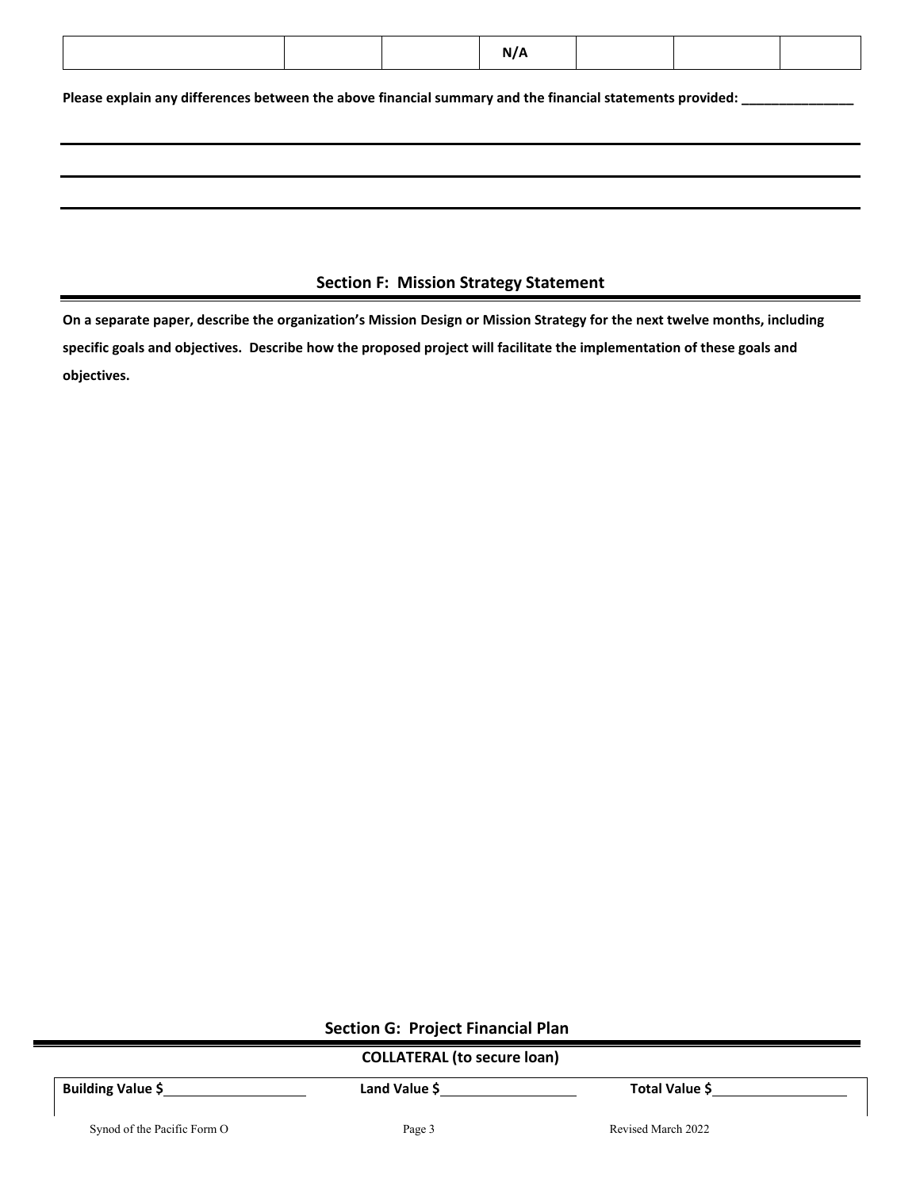| | | | N/A | | | |
|---|---|---|---|---|---|---|

**Please explain any differences between the above financial summary and the financial statements provided: _______________**

---

---

---

## Section F: Mission Strategy Statement

**On a separate paper, describe the organization's Mission Design or Mission Strategy for the next twelve months, including specific goals and objectives. Describe how the proposed project will facilitate the implementation of these goals and objectives.**

## Section G: Project Financial Plan

**COLLATERAL (to secure loan)**

**Building Value $**__________________ **Land Value $**__________________ **Total Value $**__________________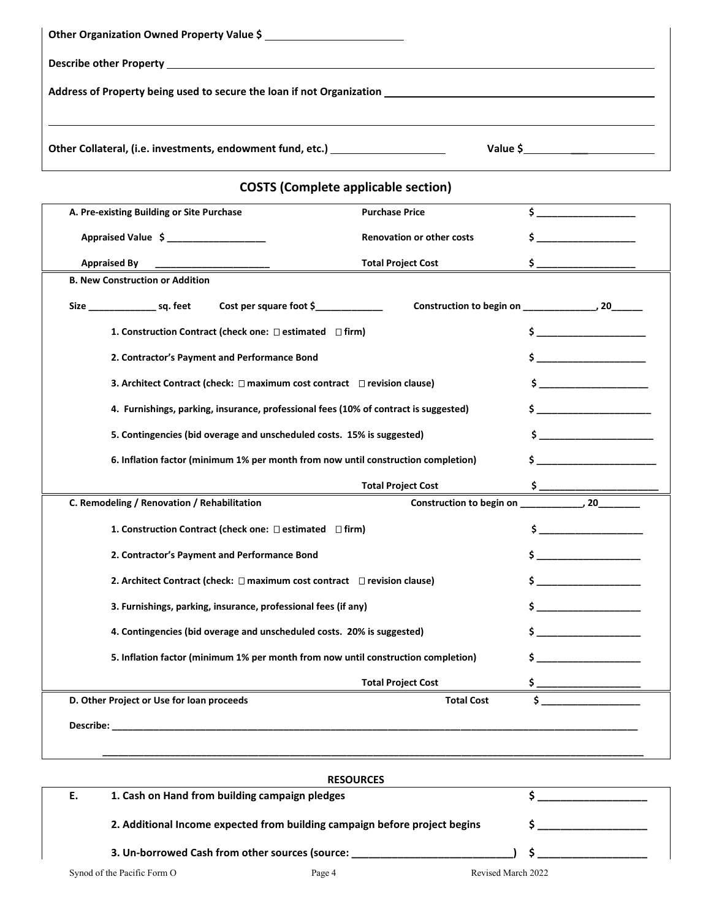**Other Organization Owned Property Value $** ______________________

**Describe other Property** ______________________________________________________________

**Address of Property being used to secure the loan if not Organization** ______________________________________________

______________________________________________________________________________

**Other Collateral, (i.e. investments, endowment fund, etc.)** ____________________ **Value $** ____________________

## COSTS (Complete applicable section)

**A. Pre-existing Building or Site Purchase** — **Purchase Price** $ ___________________

**Appraised Value $** ___________________ — **Renovation or other costs** $ ___________________

**Appraised By** ______________________ — **Total Project Cost** $ ___________________

**B. New Construction or Addition**

**Size** _____________ **sq. feet** **Cost per square foot $**_____________ **Construction to begin on** ______________, **20**______

1. **Construction Contract (check one: ☐ estimated ☐ firm)** $ _____________________
2. **Contractor's Payment and Performance Bond** $ _____________________
3. **Architect Contract (check: ☐ maximum cost contract ☐ revision clause)** $ _____________________
4. **Furnishings, parking, insurance, professional fees (10% of contract is suggested)** $ _____________________
5. **Contingencies (bid overage and unscheduled costs. 15% is suggested)** $ _____________________
6. **Inflation factor (minimum 1% per month from now until construction completion)** $ _____________________

**Total Project Cost** $ _____________________

**C. Remodeling / Renovation / Rehabilitation** — **Construction to begin on** ____________, **20**________

1. **Construction Contract (check one: ☐ estimated ☐ firm)** $ ___________________
2. **Contractor's Payment and Performance Bond** $ ___________________
2. **Architect Contract (check: ☐ maximum cost contract ☐ revision clause)** $ ___________________
3. **Furnishings, parking, insurance, professional fees (if any)** $ ___________________
4. **Contingencies (bid overage and unscheduled costs. 20% is suggested)** $ ___________________
5. **Inflation factor (minimum 1% per month from now until construction completion)** $ ___________________

**Total Project Cost** $ ___________________

**D. Other Project or Use for loan proceeds** — **Total Cost** $ ___________________

**Describe:** __________________________________________________________________________

______________________________________________________________________________

## RESOURCES

**E.**

1. **Cash on Hand from building campaign pledges** $ ___________________
2. **Additional Income expected from building campaign before project begins** $ ___________________
3. **Un-borrowed Cash from other sources (source:** ___________________________**)** $ ___________________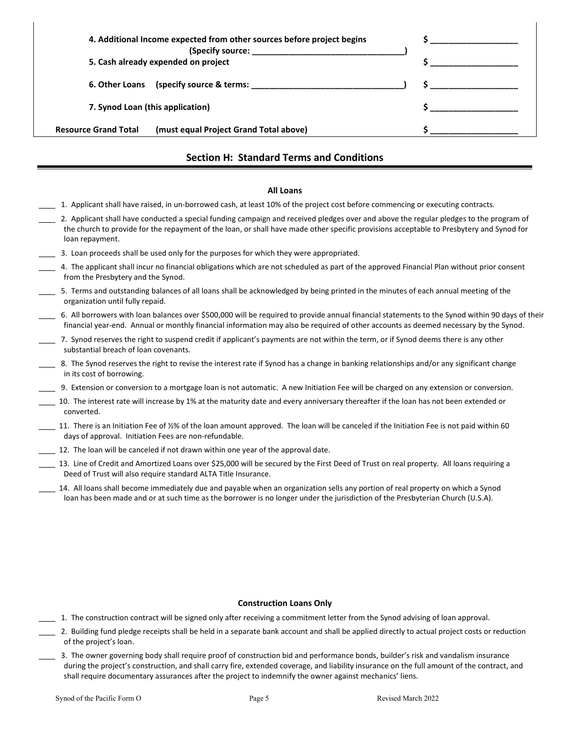| | |
|---|---|
| **4. Additional Income expected from other sources before project begins (Specify source: _______________________________)** | **$ __________________** |
| **5. Cash already expended on project** | **$ __________________** |
| **6. Other Loans (specify source & terms: _______________________________)** | **$ __________________** |
| **7. Synod Loan (this application)** | **$ __________________** |
| **Resource Grand Total (must equal Project Grand Total above)** | **$ __________________** |

## Section H: Standard Terms and Conditions

### All Loans

____ 1. Applicant shall have raised, in un-borrowed cash, at least 10% of the project cost before commencing or executing contracts.

____ 2. Applicant shall have conducted a special funding campaign and received pledges over and above the regular pledges to the program of the church to provide for the repayment of the loan, or shall have made other specific provisions acceptable to Presbytery and Synod for loan repayment.

____ 3. Loan proceeds shall be used only for the purposes for which they were appropriated.

____ 4. The applicant shall incur no financial obligations which are not scheduled as part of the approved Financial Plan without prior consent from the Presbytery and the Synod.

____ 5. Terms and outstanding balances of all loans shall be acknowledged by being printed in the minutes of each annual meeting of the organization until fully repaid.

____ 6. All borrowers with loan balances over $500,000 will be required to provide annual financial statements to the Synod within 90 days of their financial year-end. Annual or monthly financial information may also be required of other accounts as deemed necessary by the Synod.

____ 7. Synod reserves the right to suspend credit if applicant's payments are not within the term, or if Synod deems there is any other substantial breach of loan covenants.

____ 8. The Synod reserves the right to revise the interest rate if Synod has a change in banking relationships and/or any significant change in its cost of borrowing.

____ 9. Extension or conversion to a mortgage loan is not automatic. A new Initiation Fee will be charged on any extension or conversion.

____ 10. The interest rate will increase by 1% at the maturity date and every anniversary thereafter if the loan has not been extended or converted.

____ 11. There is an Initiation Fee of ½% of the loan amount approved. The loan will be canceled if the Initiation Fee is not paid within 60 days of approval. Initiation Fees are non-refundable.

____ 12. The loan will be canceled if not drawn within one year of the approval date.

____ 13. Line of Credit and Amortized Loans over $25,000 will be secured by the First Deed of Trust on real property. All loans requiring a Deed of Trust will also require standard ALTA Title Insurance.

____ 14. All loans shall become immediately due and payable when an organization sells any portion of real property on which a Synod loan has been made and or at such time as the borrower is no longer under the jurisdiction of the Presbyterian Church (U.S.A).

### Construction Loans Only

____ 1. The construction contract will be signed only after receiving a commitment letter from the Synod advising of loan approval.

____ 2. Building fund pledge receipts shall be held in a separate bank account and shall be applied directly to actual project costs or reduction of the project's loan.

____ 3. The owner governing body shall require proof of construction bid and performance bonds, builder's risk and vandalism insurance during the project's construction, and shall carry fire, extended coverage, and liability insurance on the full amount of the contract, and shall require documentary assurances after the project to indemnify the owner against mechanics' liens.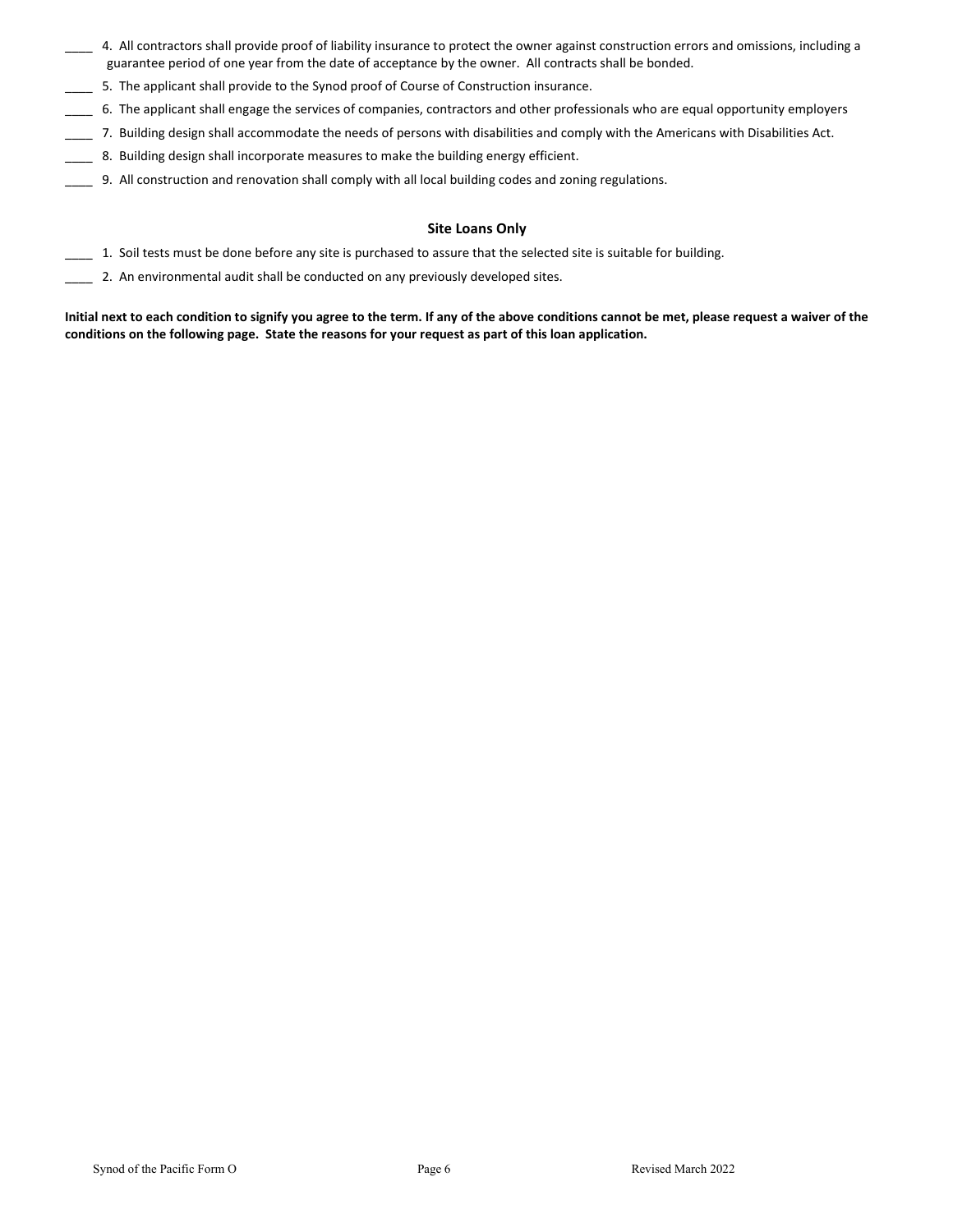____ 4. All contractors shall provide proof of liability insurance to protect the owner against construction errors and omissions, including a guarantee period of one year from the date of acceptance by the owner. All contracts shall be bonded.

____ 5. The applicant shall provide to the Synod proof of Course of Construction insurance.

____ 6. The applicant shall engage the services of companies, contractors and other professionals who are equal opportunity employers

____ 7. Building design shall accommodate the needs of persons with disabilities and comply with the Americans with Disabilities Act.

____ 8. Building design shall incorporate measures to make the building energy efficient.

____ 9. All construction and renovation shall comply with all local building codes and zoning regulations.

### Site Loans Only

____ 1. Soil tests must be done before any site is purchased to assure that the selected site is suitable for building.

____ 2. An environmental audit shall be conducted on any previously developed sites.

**Initial next to each condition to signify you agree to the term. If any of the above conditions cannot be met, please request a waiver of the conditions on the following page. State the reasons for your request as part of this loan application.**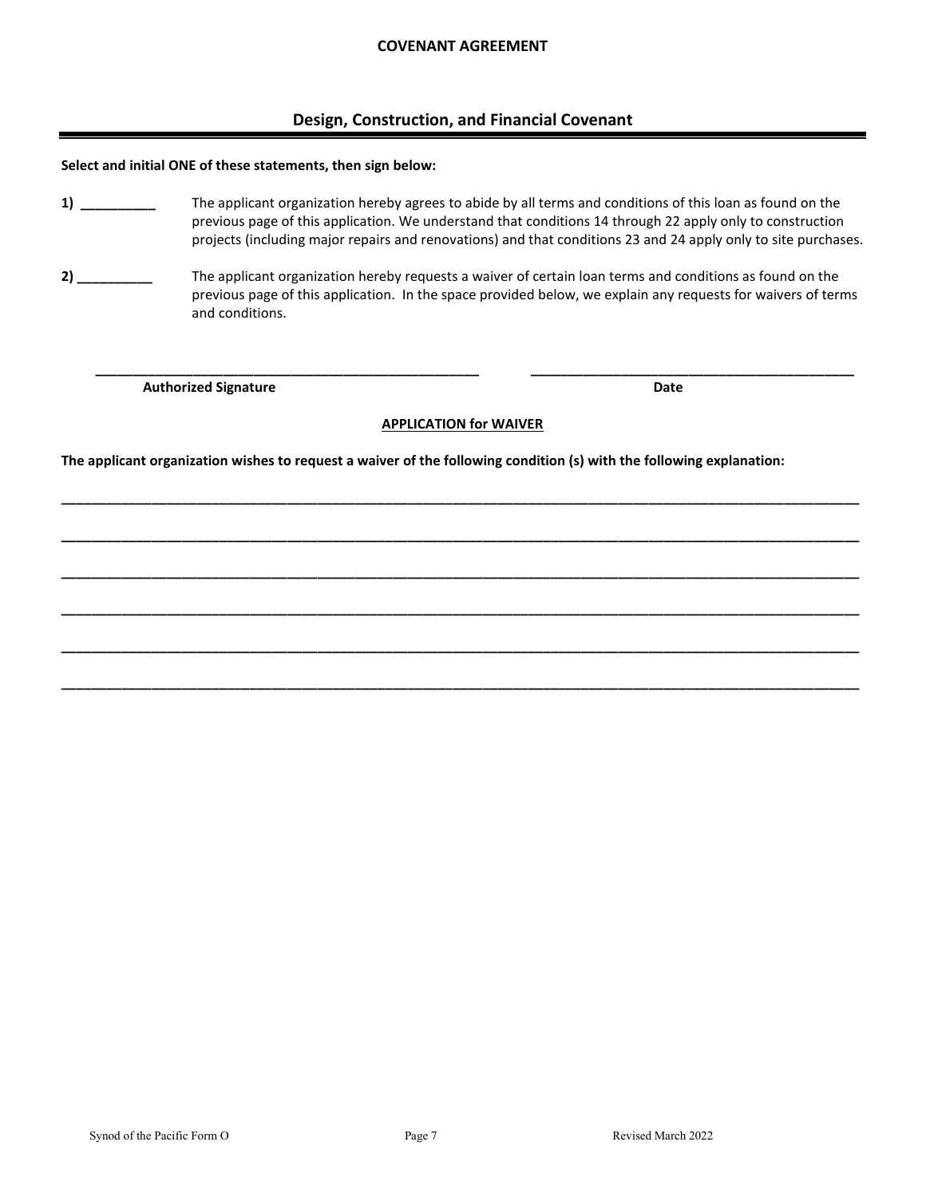**COVENANT AGREEMENT**

## Design, Construction, and Financial Covenant

**Select and initial ONE of these statements, then sign below:**

**1)** __________ The applicant organization hereby agrees to abide by all terms and conditions of this loan as found on the previous page of this application. We understand that conditions 14 through 22 apply only to construction projects (including major repairs and renovations) and that conditions 23 and 24 apply only to site purchases.

**2)** __________ The applicant organization hereby requests a waiver of certain loan terms and conditions as found on the previous page of this application. In the space provided below, we explain any requests for waivers of terms and conditions.

_______________________________________________ _______________________________________________

**Authorized Signature** **Date**

**APPLICATION for WAIVER**

**The applicant organization wishes to request a waiver of the following condition (s) with the following explanation:**

______________________________________________________________________________________________

______________________________________________________________________________________________

______________________________________________________________________________________________

______________________________________________________________________________________________

______________________________________________________________________________________________

______________________________________________________________________________________________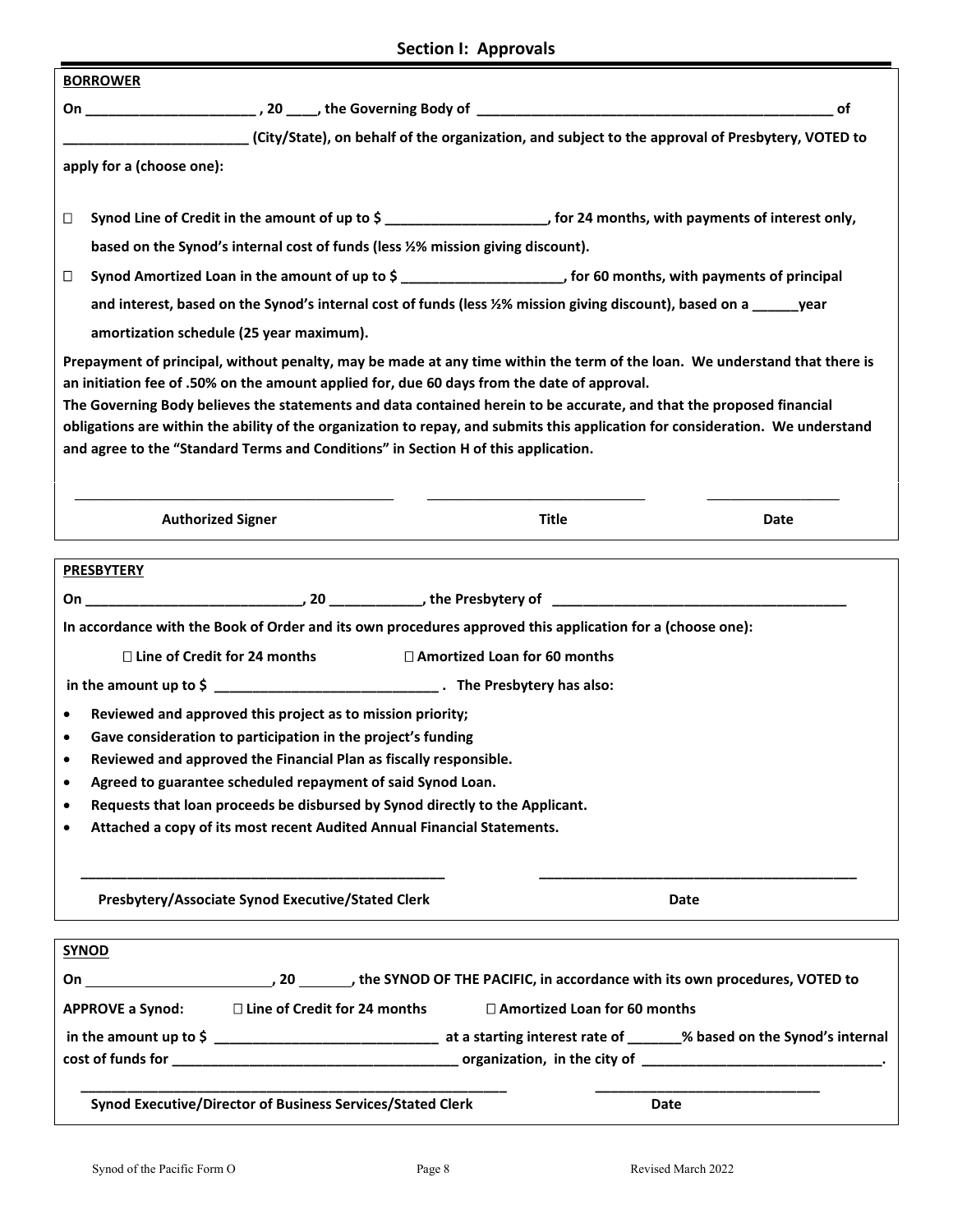## Section I: Approvals

**BORROWER**

**On _____________________ , 20 ____, the Governing Body of _____________________________________________ of _______________________ (City/State), on behalf of the organization, and subject to the approval of Presbytery, VOTED to apply for a (choose one):**

- ☐ **Synod Line of Credit in the amount of up to $ ____________________, for 24 months, with payments of interest only, based on the Synod's internal cost of funds (less ½% mission giving discount).**
- ☐ **Synod Amortized Loan in the amount of up to $ ____________________, for 60 months, with payments of principal and interest, based on the Synod's internal cost of funds (less ½% mission giving discount), based on a ______year amortization schedule (25 year maximum).**

**Prepayment of principal, without penalty, may be made at any time within the term of the loan. We understand that there is an initiation fee of .50% on the amount applied for, due 60 days from the date of approval.**

**The Governing Body believes the statements and data contained herein to be accurate, and that the proposed financial obligations are within the ability of the organization to repay, and submits this application for consideration. We understand and agree to the "Standard Terms and Conditions" in Section H of this application.**

_________________________________________ _____________________________ _________________

**Authorized Signer** **Title** **Date**

**PRESBYTERY**

**On ____________________________, 20 ___________, the Presbytery of ______________________________________**

**In accordance with the Book of Order and its own procedures approved this application for a (choose one):**

☐ **Line of Credit for 24 months** ☐ **Amortized Loan for 60 months**

**in the amount up to $ ____________________________ . The Presbytery has also:**

- **Reviewed and approved this project as to mission priority;**
- **Gave consideration to participation in the project's funding**
- **Reviewed and approved the Financial Plan as fiscally responsible.**
- **Agreed to guarantee scheduled repayment of said Synod Loan.**
- **Requests that loan proceeds be disbursed by Synod directly to the Applicant.**
- **Attached a copy of its most recent Audited Annual Financial Statements.**

_______________________________________________ _________________________________________

**Presbytery/Associate Synod Executive/Stated Clerk** **Date**

**SYNOD**

**On ________________________, 20 _______, the SYNOD OF THE PACIFIC, in accordance with its own procedures, VOTED to**

**APPROVE a Synod:** ☐ **Line of Credit for 24 months** ☐ **Amortized Loan for 60 months**

**in the amount up to $ ____________________________ at a starting interest rate of _______% based on the Synod's internal cost of funds for ____________________________________ organization, in the city of ______________________________.**

________________________________________________________ ____________________________

**Synod Executive/Director of Business Services/Stated Clerk** **Date**

Synod of the Pacific Form O Revised March 2022